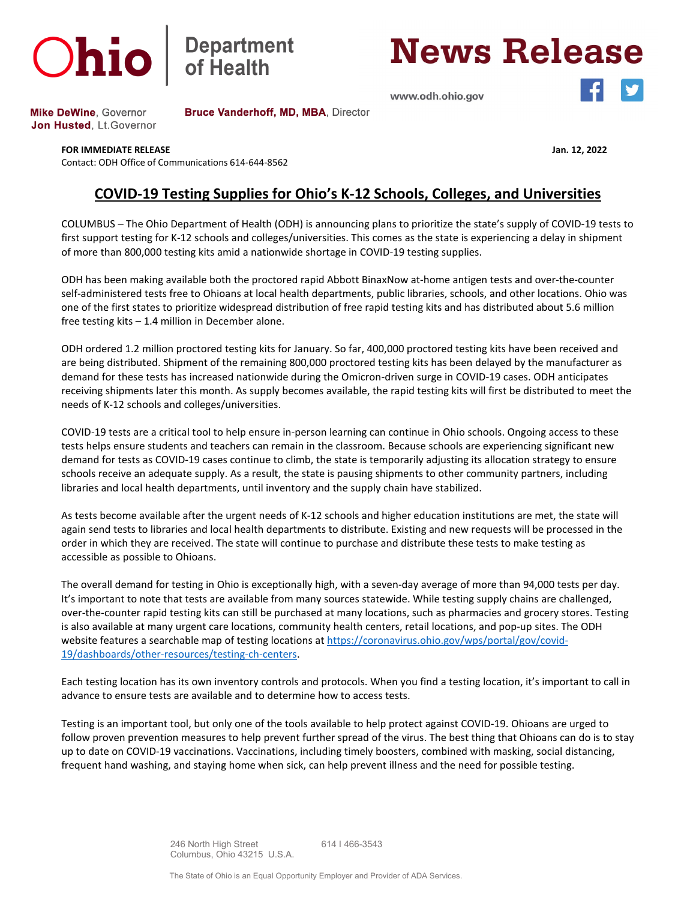Ohio | Department of Health

# News Release

www.odh.ohio.gov

**Mike DeWine**, Governor
**Jon Husted**, Lt.Governor

**Bruce Vanderhoff, MD, MBA**, Director

**FOR IMMEDIATE RELEASE** **Jan. 12, 2022**
Contact: ODH Office of Communications 614-644-8562

## COVID-19 Testing Supplies for Ohio's K-12 Schools, Colleges, and Universities

COLUMBUS – The Ohio Department of Health (ODH) is announcing plans to prioritize the state's supply of COVID-19 tests to first support testing for K-12 schools and colleges/universities. This comes as the state is experiencing a delay in shipment of more than 800,000 testing kits amid a nationwide shortage in COVID-19 testing supplies.

ODH has been making available both the proctored rapid Abbott BinaxNow at-home antigen tests and over-the-counter self-administered tests free to Ohioans at local health departments, public libraries, schools, and other locations. Ohio was one of the first states to prioritize widespread distribution of free rapid testing kits and has distributed about 5.6 million free testing kits – 1.4 million in December alone.

ODH ordered 1.2 million proctored testing kits for January. So far, 400,000 proctored testing kits have been received and are being distributed. Shipment of the remaining 800,000 proctored testing kits has been delayed by the manufacturer as demand for these tests has increased nationwide during the Omicron-driven surge in COVID-19 cases. ODH anticipates receiving shipments later this month. As supply becomes available, the rapid testing kits will first be distributed to meet the needs of K-12 schools and colleges/universities.

COVID-19 tests are a critical tool to help ensure in-person learning can continue in Ohio schools. Ongoing access to these tests helps ensure students and teachers can remain in the classroom. Because schools are experiencing significant new demand for tests as COVID-19 cases continue to climb, the state is temporarily adjusting its allocation strategy to ensure schools receive an adequate supply. As a result, the state is pausing shipments to other community partners, including libraries and local health departments, until inventory and the supply chain have stabilized.

As tests become available after the urgent needs of K-12 schools and higher education institutions are met, the state will again send tests to libraries and local health departments to distribute. Existing and new requests will be processed in the order in which they are received. The state will continue to purchase and distribute these tests to make testing as accessible as possible to Ohioans.

The overall demand for testing in Ohio is exceptionally high, with a seven-day average of more than 94,000 tests per day. It's important to note that tests are available from many sources statewide. While testing supply chains are challenged, over-the-counter rapid testing kits can still be purchased at many locations, such as pharmacies and grocery stores. Testing is also available at many urgent care locations, community health centers, retail locations, and pop-up sites. The ODH website features a searchable map of testing locations at https://coronavirus.ohio.gov/wps/portal/gov/covid-19/dashboards/other-resources/testing-ch-centers.

Each testing location has its own inventory controls and protocols. When you find a testing location, it's important to call in advance to ensure tests are available and to determine how to access tests.

Testing is an important tool, but only one of the tools available to help protect against COVID-19. Ohioans are urged to follow proven prevention measures to help prevent further spread of the virus. The best thing that Ohioans can do is to stay up to date on COVID-19 vaccinations. Vaccinations, including timely boosters, combined with masking, social distancing, frequent hand washing, and staying home when sick, can help prevent illness and the need for possible testing.

246 North High Street
Columbus, Ohio 43215 U.S.A.

614 | 466-3543

The State of Ohio is an Equal Opportunity Employer and Provider of ADA Services.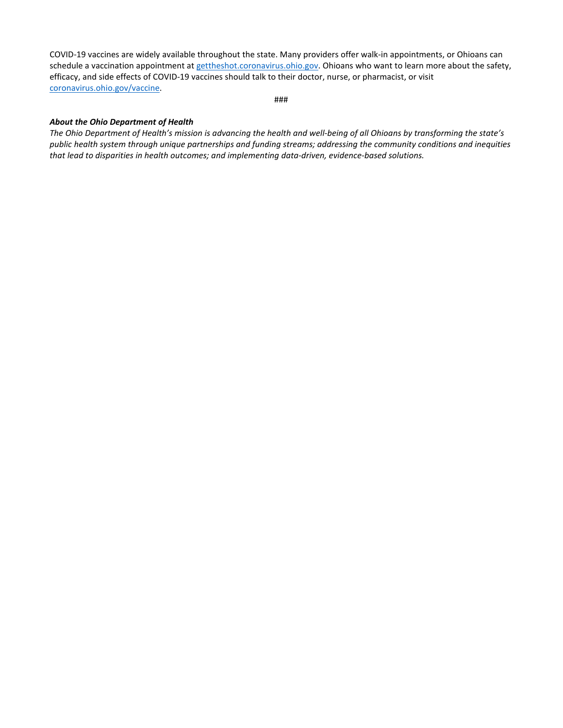COVID-19 vaccines are widely available throughout the state. Many providers offer walk-in appointments, or Ohioans can schedule a vaccination appointment at [gettheshot.coronavirus.ohio.gov](gettheshot.coronavirus.ohio.gov). Ohioans who want to learn more about the safety, efficacy, and side effects of COVID-19 vaccines should talk to their doctor, nurse, or pharmacist, or visit [coronavirus.ohio.gov/vaccine](coronavirus.ohio.gov/vaccine).

###

***About the Ohio Department of Health***

*The Ohio Department of Health's mission is advancing the health and well-being of all Ohioans by transforming the state's public health system through unique partnerships and funding streams; addressing the community conditions and inequities that lead to disparities in health outcomes; and implementing data-driven, evidence-based solutions.*